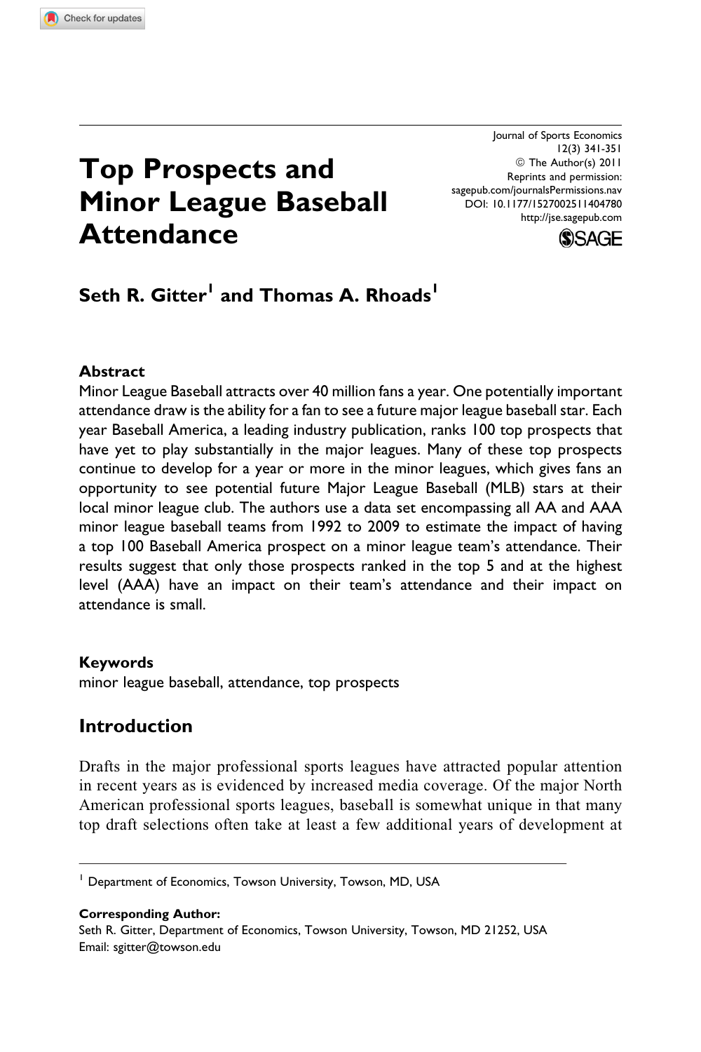# Top Prospects and Minor League Baseball Attendance

**Seth R. Gitter[1] and Thomas A. Rhoads[1]**

### Abstract

Minor League Baseball attracts over 40 million fans a year. One potentially important attendance draw is the ability for a fan to see a future major league baseball star. Each year Baseball America, a leading industry publication, ranks 100 top prospects that have yet to play substantially in the major leagues. Many of these top prospects continue to develop for a year or more in the minor leagues, which gives fans an opportunity to see potential future Major League Baseball (MLB) stars at their local minor league club. The authors use a data set encompassing all AA and AAA minor league baseball teams from 1992 to 2009 to estimate the impact of having a top 100 Baseball America prospect on a minor league team's attendance. Their results suggest that only those prospects ranked in the top 5 and at the highest level (AAA) have an impact on their team's attendance and their impact on attendance is small.

### Keywords

minor league baseball, attendance, top prospects

## Introduction

Drafts in the major professional sports leagues have attracted popular attention in recent years as is evidenced by increased media coverage. Of the major North American professional sports leagues, baseball is somewhat unique in that many top draft selections often take at least a few additional years of development at

---

[1] Department of Economics, Towson University, Towson, MD, USA

**Corresponding Author:**
Seth R. Gitter, Department of Economics, Towson University, Towson, MD 21252, USA
Email: sgitter@towson.edu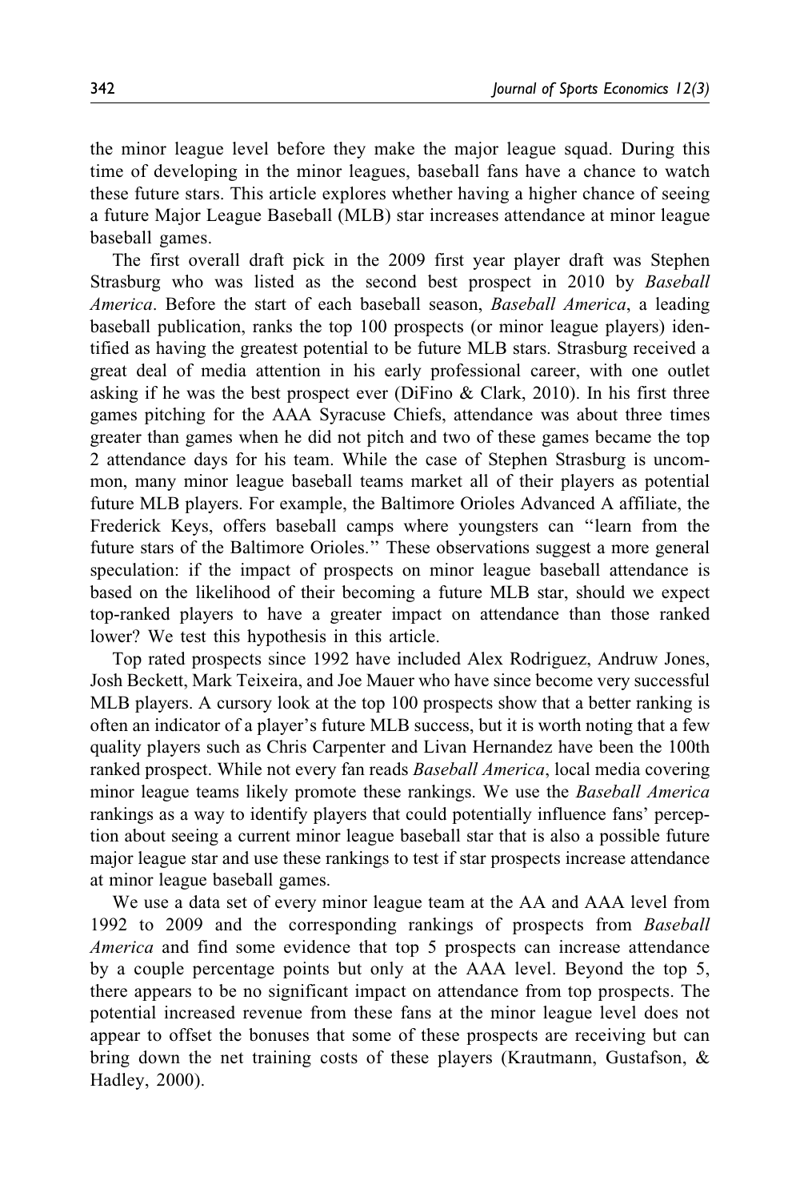the minor league level before they make the major league squad. During this time of developing in the minor leagues, baseball fans have a chance to watch these future stars. This article explores whether having a higher chance of seeing a future Major League Baseball (MLB) star increases attendance at minor league baseball games.

The first overall draft pick in the 2009 first year player draft was Stephen Strasburg who was listed as the second best prospect in 2010 by *Baseball America*. Before the start of each baseball season, *Baseball America*, a leading baseball publication, ranks the top 100 prospects (or minor league players) identified as having the greatest potential to be future MLB stars. Strasburg received a great deal of media attention in his early professional career, with one outlet asking if he was the best prospect ever (DiFino & Clark, 2010). In his first three games pitching for the AAA Syracuse Chiefs, attendance was about three times greater than games when he did not pitch and two of these games became the top 2 attendance days for his team. While the case of Stephen Strasburg is uncommon, many minor league baseball teams market all of their players as potential future MLB players. For example, the Baltimore Orioles Advanced A affiliate, the Frederick Keys, offers baseball camps where youngsters can "learn from the future stars of the Baltimore Orioles." These observations suggest a more general speculation: if the impact of prospects on minor league baseball attendance is based on the likelihood of their becoming a future MLB star, should we expect top-ranked players to have a greater impact on attendance than those ranked lower? We test this hypothesis in this article.

Top rated prospects since 1992 have included Alex Rodriguez, Andruw Jones, Josh Beckett, Mark Teixeira, and Joe Mauer who have since become very successful MLB players. A cursory look at the top 100 prospects show that a better ranking is often an indicator of a player's future MLB success, but it is worth noting that a few quality players such as Chris Carpenter and Livan Hernandez have been the 100th ranked prospect. While not every fan reads *Baseball America*, local media covering minor league teams likely promote these rankings. We use the *Baseball America* rankings as a way to identify players that could potentially influence fans' perception about seeing a current minor league baseball star that is also a possible future major league star and use these rankings to test if star prospects increase attendance at minor league baseball games.

We use a data set of every minor league team at the AA and AAA level from 1992 to 2009 and the corresponding rankings of prospects from *Baseball America* and find some evidence that top 5 prospects can increase attendance by a couple percentage points but only at the AAA level. Beyond the top 5, there appears to be no significant impact on attendance from top prospects. The potential increased revenue from these fans at the minor league level does not appear to offset the bonuses that some of these prospects are receiving but can bring down the net training costs of these players (Krautmann, Gustafson, & Hadley, 2000).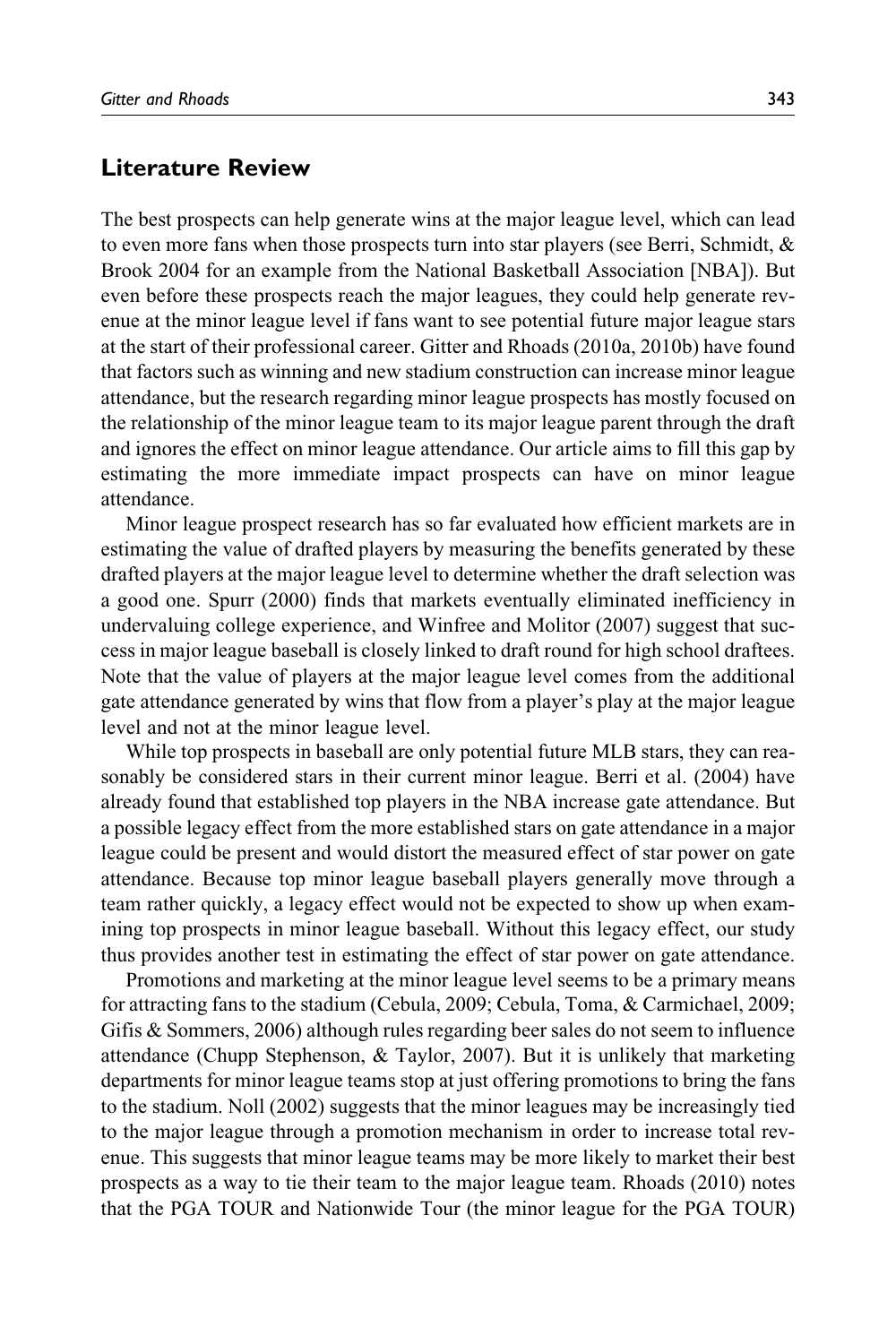## Literature Review

The best prospects can help generate wins at the major league level, which can lead to even more fans when those prospects turn into star players (see Berri, Schmidt, & Brook 2004 for an example from the National Basketball Association [NBA]). But even before these prospects reach the major leagues, they could help generate revenue at the minor league level if fans want to see potential future major league stars at the start of their professional career. Gitter and Rhoads (2010a, 2010b) have found that factors such as winning and new stadium construction can increase minor league attendance, but the research regarding minor league prospects has mostly focused on the relationship of the minor league team to its major league parent through the draft and ignores the effect on minor league attendance. Our article aims to fill this gap by estimating the more immediate impact prospects can have on minor league attendance.

Minor league prospect research has so far evaluated how efficient markets are in estimating the value of drafted players by measuring the benefits generated by these drafted players at the major league level to determine whether the draft selection was a good one. Spurr (2000) finds that markets eventually eliminated inefficiency in undervaluing college experience, and Winfree and Molitor (2007) suggest that success in major league baseball is closely linked to draft round for high school draftees. Note that the value of players at the major league level comes from the additional gate attendance generated by wins that flow from a player's play at the major league level and not at the minor league level.

While top prospects in baseball are only potential future MLB stars, they can reasonably be considered stars in their current minor league. Berri et al. (2004) have already found that established top players in the NBA increase gate attendance. But a possible legacy effect from the more established stars on gate attendance in a major league could be present and would distort the measured effect of star power on gate attendance. Because top minor league baseball players generally move through a team rather quickly, a legacy effect would not be expected to show up when examining top prospects in minor league baseball. Without this legacy effect, our study thus provides another test in estimating the effect of star power on gate attendance.

Promotions and marketing at the minor league level seems to be a primary means for attracting fans to the stadium (Cebula, 2009; Cebula, Toma, & Carmichael, 2009; Gifis & Sommers, 2006) although rules regarding beer sales do not seem to influence attendance (Chupp Stephenson, & Taylor, 2007). But it is unlikely that marketing departments for minor league teams stop at just offering promotions to bring the fans to the stadium. Noll (2002) suggests that the minor leagues may be increasingly tied to the major league through a promotion mechanism in order to increase total revenue. This suggests that minor league teams may be more likely to market their best prospects as a way to tie their team to the major league team. Rhoads (2010) notes that the PGA TOUR and Nationwide Tour (the minor league for the PGA TOUR)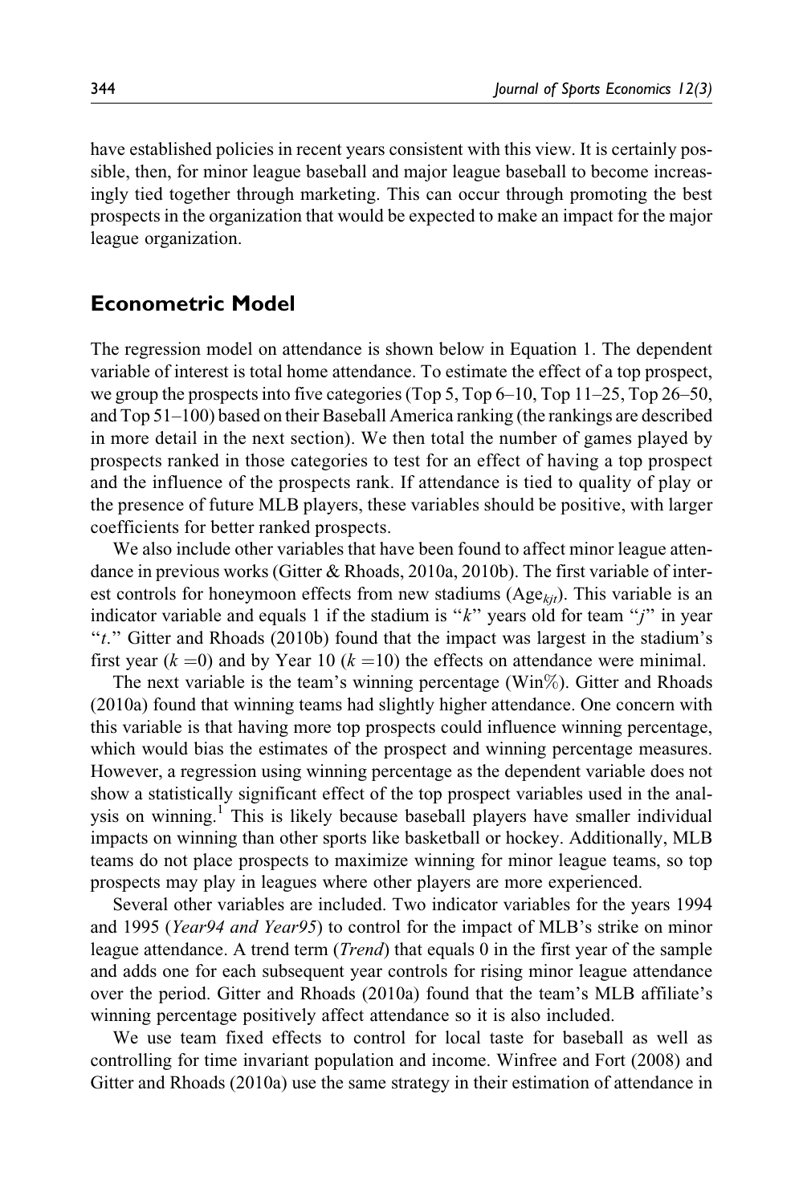have established policies in recent years consistent with this view. It is certainly possible, then, for minor league baseball and major league baseball to become increasingly tied together through marketing. This can occur through promoting the best prospects in the organization that would be expected to make an impact for the major league organization.

## Econometric Model

The regression model on attendance is shown below in Equation 1. The dependent variable of interest is total home attendance. To estimate the effect of a top prospect, we group the prospects into five categories (Top 5, Top 6–10, Top 11–25, Top 26–50, and Top 51–100) based on their Baseball America ranking (the rankings are described in more detail in the next section). We then total the number of games played by prospects ranked in those categories to test for an effect of having a top prospect and the influence of the prospects rank. If attendance is tied to quality of play or the presence of future MLB players, these variables should be positive, with larger coefficients for better ranked prospects.

We also include other variables that have been found to affect minor league attendance in previous works (Gitter & Rhoads, 2010a, 2010b). The first variable of interest controls for honeymoon effects from new stadiums ($\text{Age}_{kjt}$). This variable is an indicator variable and equals 1 if the stadium is "$k$" years old for team "$j$" in year "$t$." Gitter and Rhoads (2010b) found that the impact was largest in the stadium's first year ($k=0$) and by Year 10 ($k=10$) the effects on attendance were minimal.

The next variable is the team's winning percentage (Win%). Gitter and Rhoads (2010a) found that winning teams had slightly higher attendance. One concern with this variable is that having more top prospects could influence winning percentage, which would bias the estimates of the prospect and winning percentage measures. However, a regression using winning percentage as the dependent variable does not show a statistically significant effect of the top prospect variables used in the analysis on winning.[1] This is likely because baseball players have smaller individual impacts on winning than other sports like basketball or hockey. Additionally, MLB teams do not place prospects to maximize winning for minor league teams, so top prospects may play in leagues where other players are more experienced.

Several other variables are included. Two indicator variables for the years 1994 and 1995 (*Year94 and Year95*) to control for the impact of MLB's strike on minor league attendance. A trend term (*Trend*) that equals 0 in the first year of the sample and adds one for each subsequent year controls for rising minor league attendance over the period. Gitter and Rhoads (2010a) found that the team's MLB affiliate's winning percentage positively affect attendance so it is also included.

We use team fixed effects to control for local taste for baseball as well as controlling for time invariant population and income. Winfree and Fort (2008) and Gitter and Rhoads (2010a) use the same strategy in their estimation of attendance in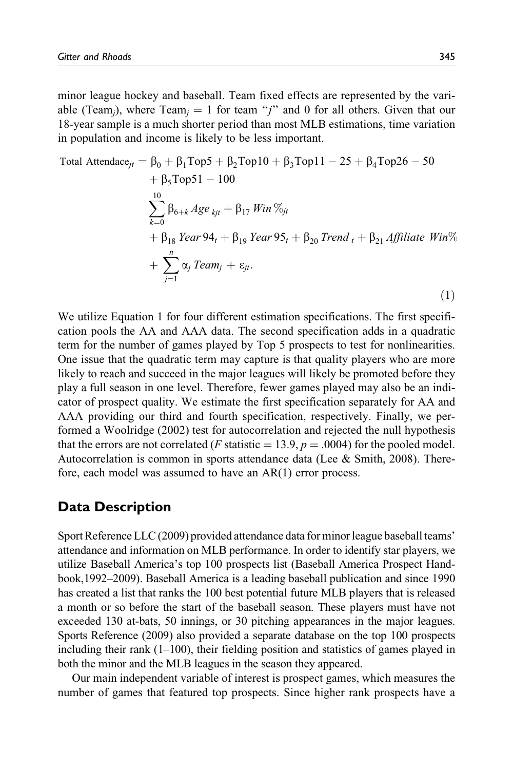minor league hockey and baseball. Team fixed effects are represented by the variable ($\text{Team}_j$), where $\text{Team}_j = 1$ for team "$j$" and 0 for all others. Given that our 18-year sample is a much shorter period than most MLB estimations, time variation in population and income is likely to be less important.

$$
\begin{aligned}
\text{Total Attendace}_{jt} = {} & \beta_0 + \beta_1 \text{Top5} + \beta_2 \text{Top10} + \beta_3 \text{Top11} - 25 + \beta_4 \text{Top26} - 50 \\
& + \beta_5 \text{Top51} - 100 \\
& \sum_{k=0}^{10} \beta_{6+k}\, Age_{\,kjt} + \beta_{17}\, Win\,\%_{jt} \\
& + \beta_{18}\, Year\,94_t + \beta_{19}\, Year\,95_t + \beta_{20}\, Trend_{\,t} + \beta_{21}\, Affiliate\_Win\% \\
& + \sum_{j=1}^{n} \alpha_j\, Team_j + \varepsilon_{jt}.
\end{aligned} \tag{1}
$$

We utilize Equation 1 for four different estimation specifications. The first specification pools the AA and AAA data. The second specification adds in a quadratic term for the number of games played by Top 5 prospects to test for nonlinearities. One issue that the quadratic term may capture is that quality players who are more likely to reach and succeed in the major leagues will likely be promoted before they play a full season in one level. Therefore, fewer games played may also be an indicator of prospect quality. We estimate the first specification separately for AA and AAA providing our third and fourth specification, respectively. Finally, we performed a Woolridge (2002) test for autocorrelation and rejected the null hypothesis that the errors are not correlated ($F$ statistic $= 13.9$, $p = .0004$) for the pooled model. Autocorrelation is common in sports attendance data (Lee & Smith, 2008). Therefore, each model was assumed to have an AR(1) error process.

## Data Description

Sport Reference LLC (2009) provided attendance data for minor league baseball teams' attendance and information on MLB performance. In order to identify star players, we utilize Baseball America's top 100 prospects list (Baseball America Prospect Handbook,1992–2009). Baseball America is a leading baseball publication and since 1990 has created a list that ranks the 100 best potential future MLB players that is released a month or so before the start of the baseball season. These players must have not exceeded 130 at-bats, 50 innings, or 30 pitching appearances in the major leagues. Sports Reference (2009) also provided a separate database on the top 100 prospects including their rank (1–100), their fielding position and statistics of games played in both the minor and the MLB leagues in the season they appeared.

Our main independent variable of interest is prospect games, which measures the number of games that featured top prospects. Since higher rank prospects have a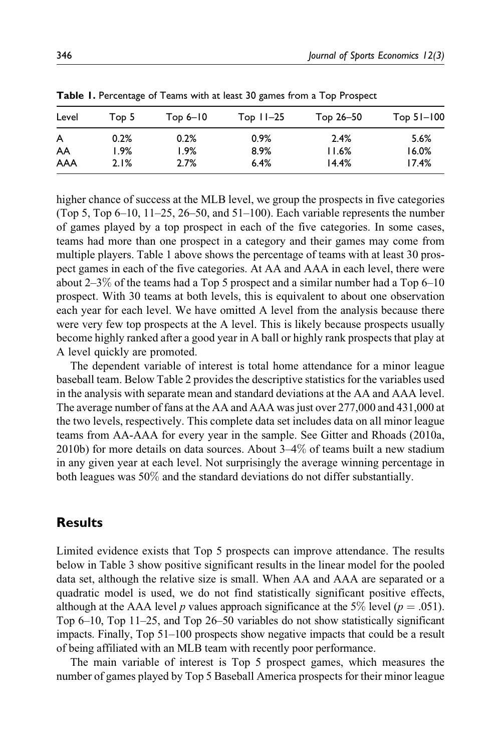**Table 1.** Percentage of Teams with at least 30 games from a Top Prospect

| Level | Top 5 | Top 6–10 | Top 11–25 | Top 26–50 | Top 51–100 |
|---|---|---|---|---|---|
| A | 0.2% | 0.2% | 0.9% | 2.4% | 5.6% |
| AA | 1.9% | 1.9% | 8.9% | 11.6% | 16.0% |
| AAA | 2.1% | 2.7% | 6.4% | 14.4% | 17.4% |

higher chance of success at the MLB level, we group the prospects in five categories (Top 5, Top 6–10, 11–25, 26–50, and 51–100). Each variable represents the number of games played by a top prospect in each of the five categories. In some cases, teams had more than one prospect in a category and their games may come from multiple players. Table 1 above shows the percentage of teams with at least 30 prospect games in each of the five categories. At AA and AAA in each level, there were about 2–3% of the teams had a Top 5 prospect and a similar number had a Top 6–10 prospect. With 30 teams at both levels, this is equivalent to about one observation each year for each level. We have omitted A from the analysis because there were very few top prospects at the A level. This is likely because prospects usually become highly ranked after a good year in A ball or highly rank prospects that play at A level quickly are promoted.

The dependent variable of interest is total home attendance for a minor league baseball team. Below Table 2 provides the descriptive statistics for the variables used in the analysis with separate mean and standard deviations at the AA and AAA level. The average number of fans at the AA and AAA was just over 277,000 and 431,000 at the two levels, respectively. This complete data set includes data on all minor league teams from AA-AAA for every year in the sample. See Gitter and Rhoads (2010a, 2010b) for more details on data sources. About 3–4% of teams built a new stadium in any given year at each level. Not surprisingly the average winning percentage in both leagues was 50% and the standard deviations do not differ substantially.

## Results

Limited evidence exists that Top 5 prospects can improve attendance. The results below in Table 3 show positive significant results in the linear model for the pooled data set, although the relative size is small. When AA and AAA are separated or a quadratic model is used, we do not find statistically significant positive effects, although at the AAA level $p$ values approach significance at the 5% level ($p = .051$). Top 6–10, Top 11–25, and Top 26–50 variables do not show statistically significant impacts. Finally, Top 51–100 prospects show negative impacts that could be a result of being affiliated with an MLB team with recently poor performance.

The main variable of interest is Top 5 prospect games, which measures the number of games played by Top 5 Baseball America prospects for their minor league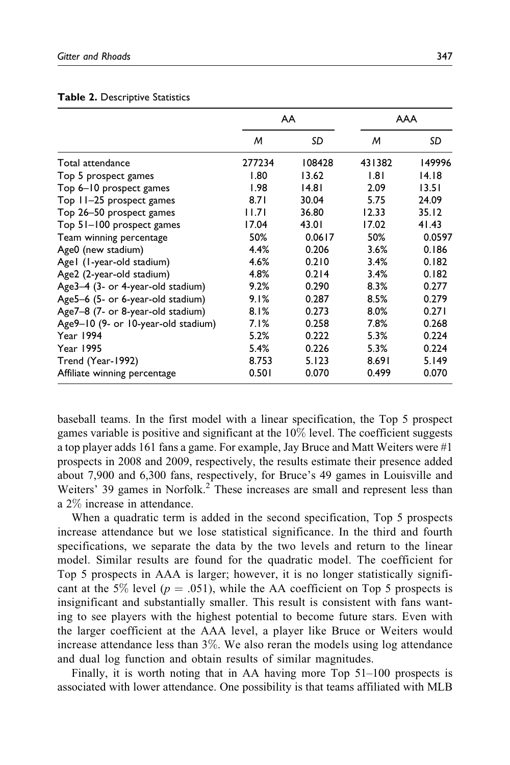**Table 2.** Descriptive Statistics

| | AA | | AAA | |
|---|---|---|---|---|
| | *M* | *SD* | *M* | *SD* |
| Total attendance | 277234 | 108428 | 431382 | 149996 |
| Top 5 prospect games | 1.80 | 13.62 | 1.81 | 14.18 |
| Top 6–10 prospect games | 1.98 | 14.81 | 2.09 | 13.51 |
| Top 11–25 prospect games | 8.71 | 30.04 | 5.75 | 24.09 |
| Top 26–50 prospect games | 11.71 | 36.80 | 12.33 | 35.12 |
| Top 51–100 prospect games | 17.04 | 43.01 | 17.02 | 41.43 |
| Team winning percentage | 50% | 0.0617 | 50% | 0.0597 |
| Age0 (new stadium) | 4.4% | 0.206 | 3.6% | 0.186 |
| Age1 (1-year-old stadium) | 4.6% | 0.210 | 3.4% | 0.182 |
| Age2 (2-year-old stadium) | 4.8% | 0.214 | 3.4% | 0.182 |
| Age3–4 (3- or 4-year-old stadium) | 9.2% | 0.290 | 8.3% | 0.277 |
| Age5–6 (5- or 6-year-old stadium) | 9.1% | 0.287 | 8.5% | 0.279 |
| Age7–8 (7- or 8-year-old stadium) | 8.1% | 0.273 | 8.0% | 0.271 |
| Age9–10 (9- or 10-year-old stadium) | 7.1% | 0.258 | 7.8% | 0.268 |
| Year 1994 | 5.2% | 0.222 | 5.3% | 0.224 |
| Year 1995 | 5.4% | 0.226 | 5.3% | 0.224 |
| Trend (Year-1992) | 8.753 | 5.123 | 8.691 | 5.149 |
| Affiliate winning percentage | 0.501 | 0.070 | 0.499 | 0.070 |

baseball teams. In the first model with a linear specification, the Top 5 prospect games variable is positive and significant at the 10% level. The coefficient suggests a top player adds 161 fans a game. For example, Jay Bruce and Matt Weiters were #1 prospects in 2008 and 2009, respectively, the results estimate their presence added about 7,900 and 6,300 fans, respectively, for Bruce's 49 games in Louisville and Weiters' 39 games in Norfolk.[2] These increases are small and represent less than a 2% increase in attendance.

When a quadratic term is added in the second specification, Top 5 prospects increase attendance but we lose statistical significance. In the third and fourth specifications, we separate the data by the two levels and return to the linear model. Similar results are found for the quadratic model. The coefficient for Top 5 prospects in AAA is larger; however, it is no longer statistically significant at the 5% level ($p = .051$), while the AA coefficient on Top 5 prospects is insignificant and substantially smaller. This result is consistent with fans wanting to see players with the highest potential to become future stars. Even with the larger coefficient at the AAA level, a player like Bruce or Weiters would increase attendance less than 3%. We also reran the models using log attendance and dual log function and obtain results of similar magnitudes.

Finally, it is worth noting that in AA having more Top 51–100 prospects is associated with lower attendance. One possibility is that teams affiliated with MLB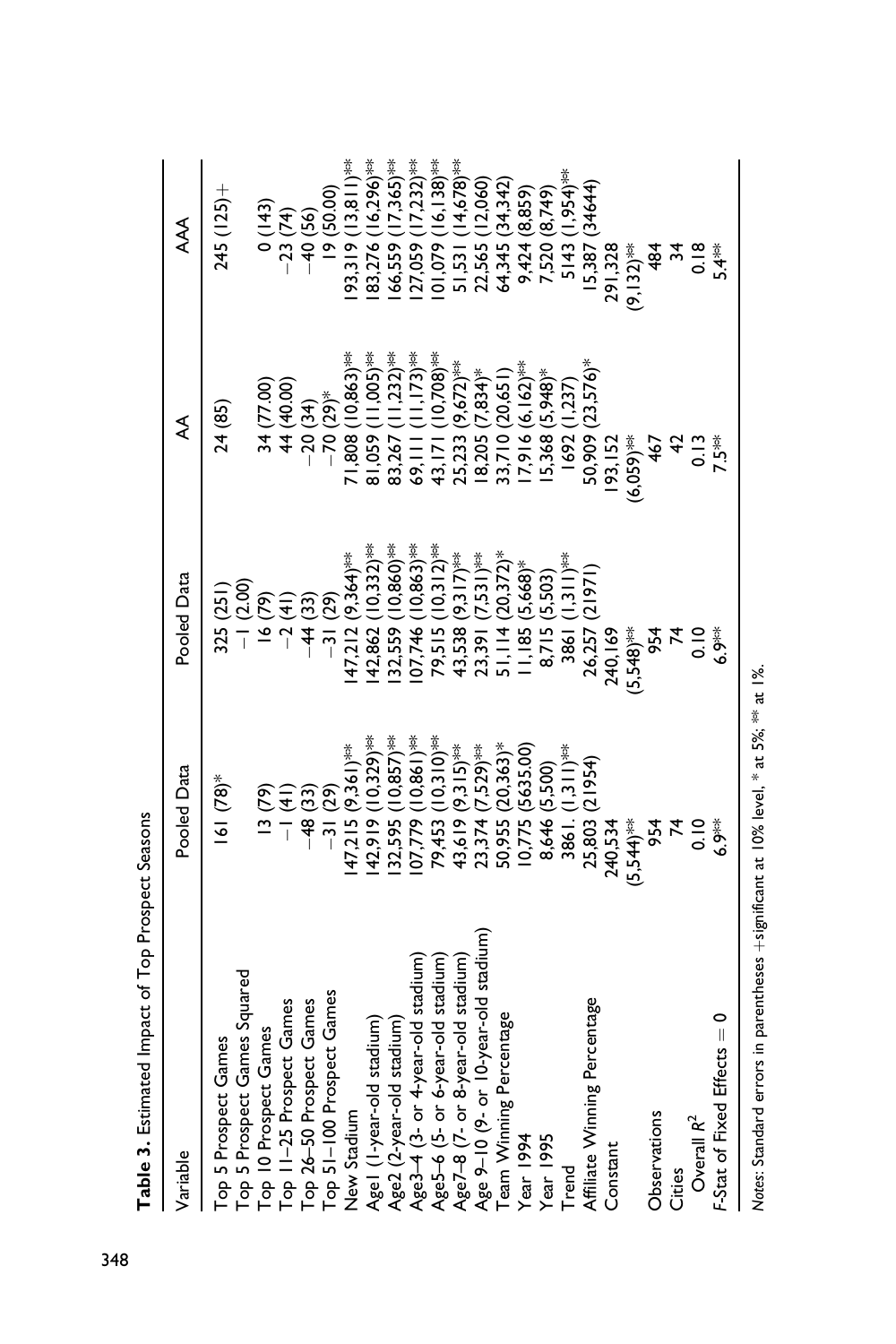**Table 3.** Estimated Impact of Top Prospect Seasons

| Variable | Pooled Data | Pooled Data | AA | AAA |
|---|---|---|---|---|
| Top 5 Prospect Games | 161 (78)* | 325 (251) | 24 (85) | 245 (125)+ |
| Top 5 Prospect Games Squared | | −1 (2.00) | | |
| Top 10 Prospect Games | 13 (79) | 16 (79) | 34 (77.00) | 0 (143) |
| Top 11–25 Prospect Games | −1 (41) | −2 (41) | 44 (40.00) | −23 (74) |
| Top 26–50 Prospect Games | −48 (33) | −44 (33) | −20 (34) | −40 (56) |
| Top 51–100 Prospect Games | −31 (29) | −31 (29) | −70 (29)* | 19 (50.00) |
| New Stadium | 147,215 (9,361)** | 147,212 (9,364)** | 71,808 (10,863)** | 193,319 (13,811)** |
| Age1 (1-year-old stadium) | 142,919 (10,329)** | 142,862 (10,332)** | 81,059 (11,005)** | 183,276 (16,296)** |
| Age2 (2-year-old stadium) | 132,595 (10,857)** | 132,559 (10,860)** | 83,267 (11,232)** | 166,559 (17,365)** |
| Age3–4 (3- or 4-year-old stadium) | 107,779 (10,861)** | 107,746 (10,863)** | 69,111 (11,173)** | 127,059 (17,232)** |
| Age5–6 (5- or 6-year-old stadium) | 79,453 (10,310)** | 79,515 (10,312)** | 43,171 (10,708)** | 101,079 (16,138)** |
| Age7–8 (7- or 8-year-old stadium) | 43,619 (9,315)** | 43,538 (9,317)** | 25,233 (9,672)** | 51,531 (14,678)** |
| Age 9–10 (9- or 10-year-old stadium) | 23,374 (7,529)** | 23,391 (7,531)** | 18,205 (7,834)* | 22,565 (12,060) |
| Team Winning Percentage | 50,955 (20,363)* | 51,114 (20,372)* | 33,710 (20,651) | 64,345 (34,342) |
| Year 1994 | 10,775 (5635.00) | 11,185 (5,668)* | 17,916 (6,162)** | 9,424 (8,859) |
| Year 1995 | 8,646 (5,500) | 8,715 (5,503) | 15,368 (5,948)* | 7,520 (8,749) |
| Trend | 3861. (1,311)** | 3861 (1,311)** | 1692 (1,237) | 5143 (1,954)** |
| Affiliate Winning Percentage | 25,803 (21954) | 26,257 (21971) | 50,909 (23,576)* | 15,387 (34644) |
| Constant | 240,534 (5,544)** | 240,169 (5,548)** | 193,152 (6,059)** | 291,328 (9,132)** |
| Observations | 954 | 954 | 467 | 484 |
| Cities | 74 | 74 | 42 | 34 |
| Overall $R^2$ | 0.10 | 0.10 | 0.13 | 0.18 |
| F-Stat of Fixed Effects = 0 | 6.9** | 6.9** | 7.5** | 5.4** |

*Notes*: Standard errors in parentheses +significant at 10% level, * at 5%, ** at 1%.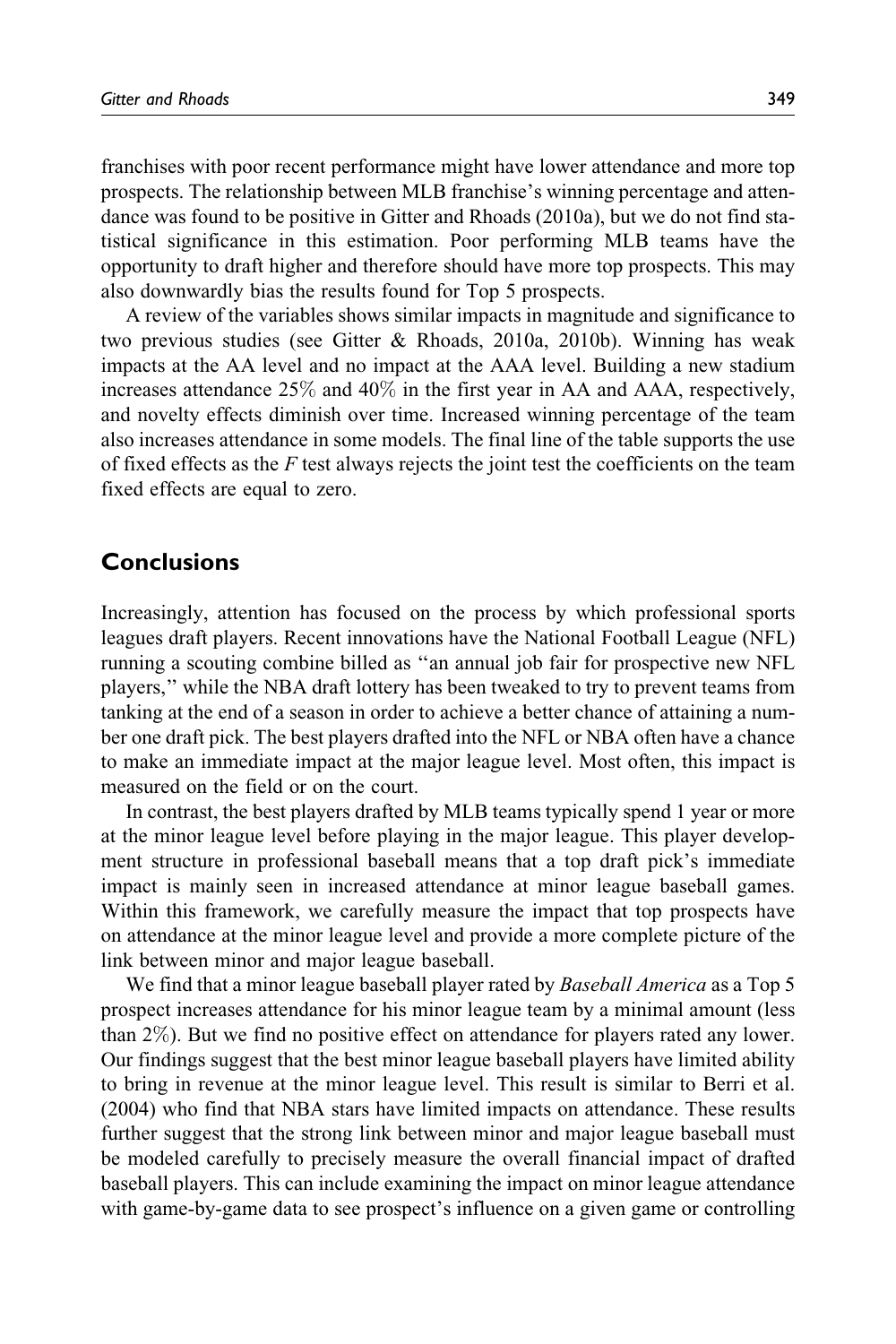franchises with poor recent performance might have lower attendance and more top prospects. The relationship between MLB franchise's winning percentage and attendance was found to be positive in Gitter and Rhoads (2010a), but we do not find statistical significance in this estimation. Poor performing MLB teams have the opportunity to draft higher and therefore should have more top prospects. This may also downwardly bias the results found for Top 5 prospects.

A review of the variables shows similar impacts in magnitude and significance to two previous studies (see Gitter & Rhoads, 2010a, 2010b). Winning has weak impacts at the AA level and no impact at the AAA level. Building a new stadium increases attendance 25% and 40% in the first year in AA and AAA, respectively, and novelty effects diminish over time. Increased winning percentage of the team also increases attendance in some models. The final line of the table supports the use of fixed effects as the $F$ test always rejects the joint test the coefficients on the team fixed effects are equal to zero.

## Conclusions

Increasingly, attention has focused on the process by which professional sports leagues draft players. Recent innovations have the National Football League (NFL) running a scouting combine billed as "an annual job fair for prospective new NFL players," while the NBA draft lottery has been tweaked to try to prevent teams from tanking at the end of a season in order to achieve a better chance of attaining a number one draft pick. The best players drafted into the NFL or NBA often have a chance to make an immediate impact at the major league level. Most often, this impact is measured on the field or on the court.

In contrast, the best players drafted by MLB teams typically spend 1 year or more at the minor league level before playing in the major league. This player development structure in professional baseball means that a top draft pick's immediate impact is mainly seen in increased attendance at minor league baseball games. Within this framework, we carefully measure the impact that top prospects have on attendance at the minor league level and provide a more complete picture of the link between minor and major league baseball.

We find that a minor league baseball player rated by *Baseball America* as a Top 5 prospect increases attendance for his minor league team by a minimal amount (less than 2%). But we find no positive effect on attendance for players rated any lower. Our findings suggest that the best minor league baseball players have limited ability to bring in revenue at the minor league level. This result is similar to Berri et al. (2004) who find that NBA stars have limited impacts on attendance. These results further suggest that the strong link between minor and major league baseball must be modeled carefully to precisely measure the overall financial impact of drafted baseball players. This can include examining the impact on minor league attendance with game-by-game data to see prospect's influence on a given game or controlling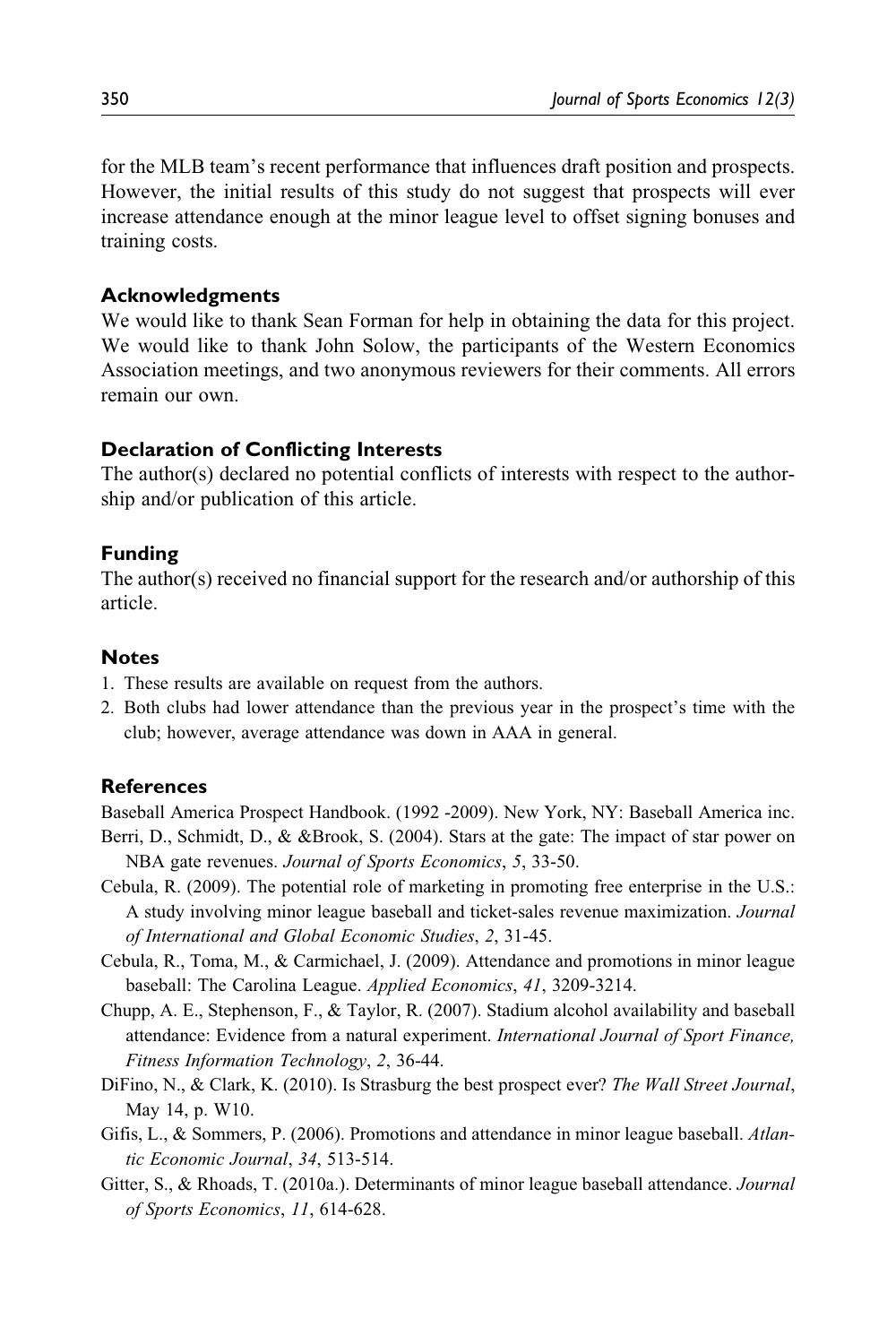for the MLB team's recent performance that influences draft position and prospects. However, the initial results of this study do not suggest that prospects will ever increase attendance enough at the minor league level to offset signing bonuses and training costs.

### Acknowledgments

We would like to thank Sean Forman for help in obtaining the data for this project. We would like to thank John Solow, the participants of the Western Economics Association meetings, and two anonymous reviewers for their comments. All errors remain our own.

### Declaration of Conflicting Interests

The author(s) declared no potential conflicts of interests with respect to the authorship and/or publication of this article.

### Funding

The author(s) received no financial support for the research and/or authorship of this article.

### Notes

1. These results are available on request from the authors.
2. Both clubs had lower attendance than the previous year in the prospect's time with the club; however, average attendance was down in AAA in general.

### References

Baseball America Prospect Handbook. (1992 -2009). New York, NY: Baseball America inc.

Berri, D., Schmidt, D., & &Brook, S. (2004). Stars at the gate: The impact of star power on NBA gate revenues. *Journal of Sports Economics*, *5*, 33-50.

Cebula, R. (2009). The potential role of marketing in promoting free enterprise in the U.S.: A study involving minor league baseball and ticket-sales revenue maximization. *Journal of International and Global Economic Studies*, *2*, 31-45.

Cebula, R., Toma, M., & Carmichael, J. (2009). Attendance and promotions in minor league baseball: The Carolina League. *Applied Economics*, *41*, 3209-3214.

Chupp, A. E., Stephenson, F., & Taylor, R. (2007). Stadium alcohol availability and baseball attendance: Evidence from a natural experiment. *International Journal of Sport Finance, Fitness Information Technology*, *2*, 36-44.

DiFino, N., & Clark, K. (2010). Is Strasburg the best prospect ever? *The Wall Street Journal*, May 14, p. W10.

Gifis, L., & Sommers, P. (2006). Promotions and attendance in minor league baseball. *Atlantic Economic Journal*, *34*, 513-514.

Gitter, S., & Rhoads, T. (2010a.). Determinants of minor league baseball attendance. *Journal of Sports Economics*, *11*, 614-628.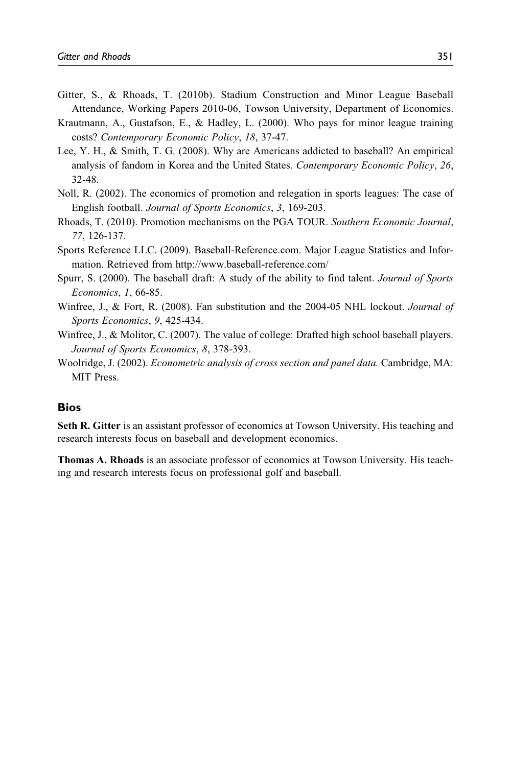Gitter, S., & Rhoads, T. (2010b). Stadium Construction and Minor League Baseball Attendance, Working Papers 2010-06, Towson University, Department of Economics.

Krautmann, A., Gustafson, E., & Hadley, L. (2000). Who pays for minor league training costs? *Contemporary Economic Policy*, *18*, 37-47.

Lee, Y. H., & Smith, T. G. (2008). Why are Americans addicted to baseball? An empirical analysis of fandom in Korea and the United States. *Contemporary Economic Policy*, *26*, 32-48.

Noll, R. (2002). The economics of promotion and relegation in sports leagues: The case of English football. *Journal of Sports Economics*, *3*, 169-203.

Rhoads, T. (2010). Promotion mechanisms on the PGA TOUR. *Southern Economic Journal*, *77*, 126-137.

Sports Reference LLC. (2009). Baseball-Reference.com. Major League Statistics and Information. Retrieved from http://www.baseball-reference.com/

Spurr, S. (2000). The baseball draft: A study of the ability to find talent. *Journal of Sports Economics*, *1*, 66-85.

Winfree, J., & Fort, R. (2008). Fan substitution and the 2004-05 NHL lockout. *Journal of Sports Economics*, *9*, 425-434.

Winfree, J., & Molitor, C. (2007). The value of college: Drafted high school baseball players. *Journal of Sports Economics*, *8*, 378-393.

Woolridge, J. (2002). *Econometric analysis of cross section and panel data.* Cambridge, MA: MIT Press.

## Bios

**Seth R. Gitter** is an assistant professor of economics at Towson University. His teaching and research interests focus on baseball and development economics.

**Thomas A. Rhoads** is an associate professor of economics at Towson University. His teaching and research interests focus on professional golf and baseball.